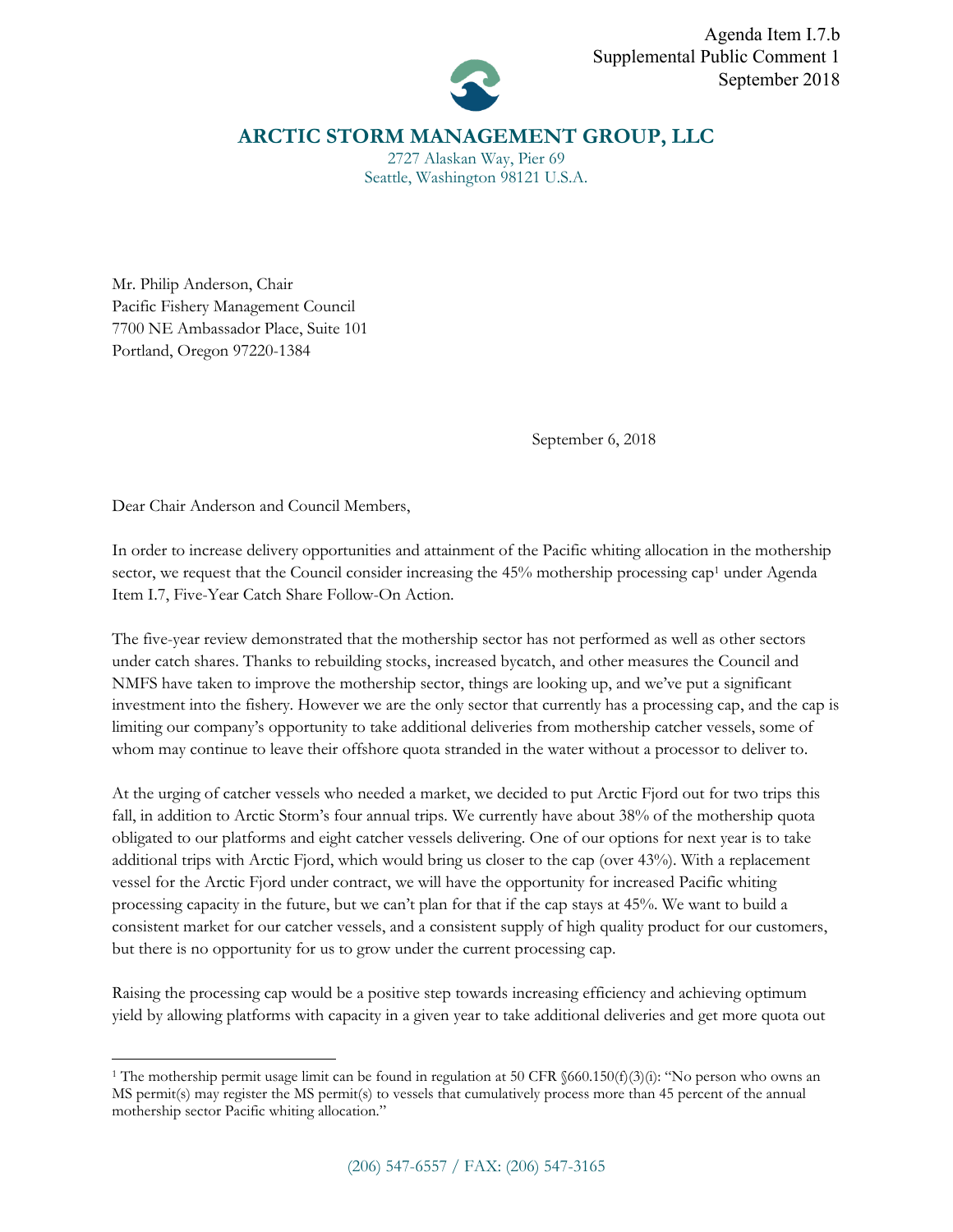Agenda Item I.7.b
Supplemental Public Comment 1
September 2018

# ARCTIC STORM MANAGEMENT GROUP, LLC

2727 Alaskan Way, Pier 69
Seattle, Washington 98121 U.S.A.

Mr. Philip Anderson, Chair
Pacific Fishery Management Council
7700 NE Ambassador Place, Suite 101
Portland, Oregon 97220-1384

September 6, 2018

Dear Chair Anderson and Council Members,

In order to increase delivery opportunities and attainment of the Pacific whiting allocation in the mothership sector, we request that the Council consider increasing the 45% mothership processing cap[1] under Agenda Item I.7, Five-Year Catch Share Follow-On Action.

The five-year review demonstrated that the mothership sector has not performed as well as other sectors under catch shares. Thanks to rebuilding stocks, increased bycatch, and other measures the Council and NMFS have taken to improve the mothership sector, things are looking up, and we've put a significant investment into the fishery. However we are the only sector that currently has a processing cap, and the cap is limiting our company's opportunity to take additional deliveries from mothership catcher vessels, some of whom may continue to leave their offshore quota stranded in the water without a processor to deliver to.

At the urging of catcher vessels who needed a market, we decided to put Arctic Fjord out for two trips this fall, in addition to Arctic Storm's four annual trips. We currently have about 38% of the mothership quota obligated to our platforms and eight catcher vessels delivering. One of our options for next year is to take additional trips with Arctic Fjord, which would bring us closer to the cap (over 43%). With a replacement vessel for the Arctic Fjord under contract, we will have the opportunity for increased Pacific whiting processing capacity in the future, but we can't plan for that if the cap stays at 45%. We want to build a consistent market for our catcher vessels, and a consistent supply of high quality product for our customers, but there is no opportunity for us to grow under the current processing cap.

Raising the processing cap would be a positive step towards increasing efficiency and achieving optimum yield by allowing platforms with capacity in a given year to take additional deliveries and get more quota out

[1] The mothership permit usage limit can be found in regulation at 50 CFR §660.150(f)(3)(i): "No person who owns an MS permit(s) may register the MS permit(s) to vessels that cumulatively process more than 45 percent of the annual mothership sector Pacific whiting allocation."

(206) 547-6557 / FAX: (206) 547-3165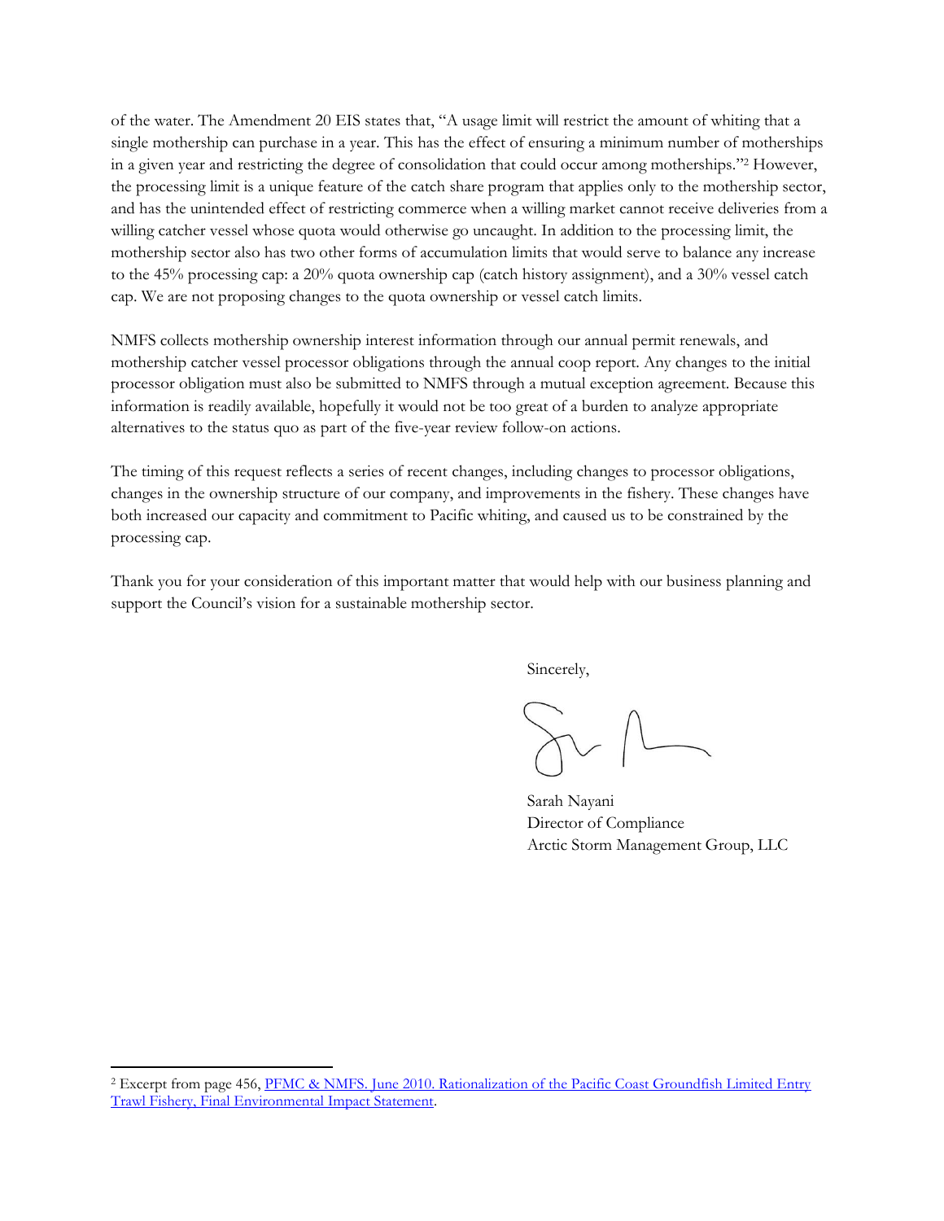of the water. The Amendment 20 EIS states that, "A usage limit will restrict the amount of whiting that a single mothership can purchase in a year. This has the effect of ensuring a minimum number of motherships in a given year and restricting the degree of consolidation that could occur among motherships."[2] However, the processing limit is a unique feature of the catch share program that applies only to the mothership sector, and has the unintended effect of restricting commerce when a willing market cannot receive deliveries from a willing catcher vessel whose quota would otherwise go uncaught. In addition to the processing limit, the mothership sector also has two other forms of accumulation limits that would serve to balance any increase to the 45% processing cap: a 20% quota ownership cap (catch history assignment), and a 30% vessel catch cap. We are not proposing changes to the quota ownership or vessel catch limits.

NMFS collects mothership ownership interest information through our annual permit renewals, and mothership catcher vessel processor obligations through the annual coop report. Any changes to the initial processor obligation must also be submitted to NMFS through a mutual exception agreement. Because this information is readily available, hopefully it would not be too great of a burden to analyze appropriate alternatives to the status quo as part of the five-year review follow-on actions.

The timing of this request reflects a series of recent changes, including changes to processor obligations, changes in the ownership structure of our company, and improvements in the fishery. These changes have both increased our capacity and commitment to Pacific whiting, and caused us to be constrained by the processing cap.

Thank you for your consideration of this important matter that would help with our business planning and support the Council's vision for a sustainable mothership sector.

Sincerely,

Sarah Nayani
Director of Compliance
Arctic Storm Management Group, LLC

---

[2] Excerpt from page 456, [PFMC & NMFS. June 2010. Rationalization of the Pacific Coast Groundfish Limited Entry Trawl Fishery, Final Environmental Impact Statement].